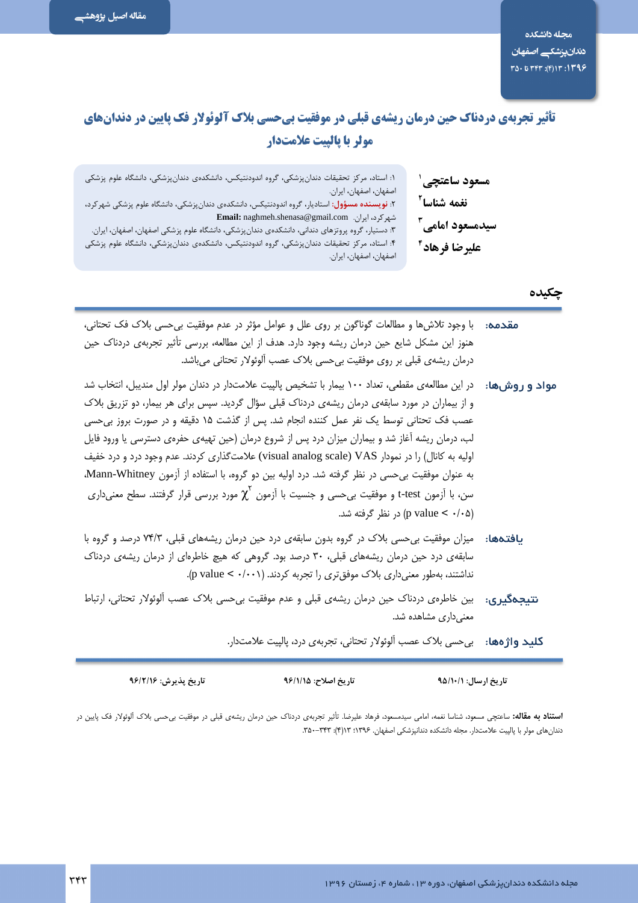مقاله اصیل پژوهشی

# تأثیر تجربه‌ی دردناک حین درمان ریشه‌ی قبلی در موفقیت بی‌حسی بلاک آلوئولار فک پایین در دندان‌های مولر با پالپیت علامت‌دار

**مسعود ساعتچی** [۱]
**نغمه شناسا** [۲]
**سیدمسعود امامی** [۳]
**علیرضا فرهاد** [۴]

۱: استاد، مرکز تحقیقات دندان‌پزشکی، گروه اندودنتیکس، دانشکده‌ی دندان‌پزشکی، دانشگاه علوم پزشکی اصفهان، اصفهان، ایران.
۲: **نویسنده مسؤول:** استادیار، گروه اندودنتیکس، دانشکده‌ی دندان‌پزشکی، دانشگاه علوم پزشکی شهرکرد، شهرکرد، ایران. **Email:** naghmeh.shenasa@gmail.com
۳: دستیار، گروه پروتزهای دندانی، دانشکده‌ی دندان‌پزشکی، دانشگاه علوم پزشکی اصفهان، اصفهان، ایران.
۴: استاد، مرکز تحقیقات دندان‌پزشکی، گروه اندودنتیکس، دانشکده‌ی دندان‌پزشکی، دانشگاه علوم پزشکی اصفهان، اصفهان، ایران.

## چکیده

**مقدمه:** با وجود تلاش‌ها و مطالعات گوناگون بر روی علل و عوامل مؤثر در عدم موفقیت بی‌حسی بلاک فک تحتانی، هنوز این مشکل شایع حین درمان ریشه وجود دارد. هدف از این مطالعه، بررسی تأثیر تجربه‌ی دردناک حین درمان ریشه‌ی قبلی بر روی موفقیت بی‌حسی بلاک عصب آلوئولار تحتانی می‌باشد.

**مواد و روش‌ها:** در این مطالعه‌ی مقطعی، تعداد ۱۰۰ بیمار با تشخیص پالپیت علامت‌دار در دندان مولر اول مندیبل، انتخاب شد و از بیماران در مورد سابقه‌ی درمان ریشه‌ی دردناک قبلی سؤال گردید. سپس برای هر بیمار، دو تزریق بلاک عصب فک تحتانی توسط یک نفر عمل کننده انجام شد. پس از گذشت ۱۵ دقیقه و در صورت بروز بی‌حسی لب، درمان ریشه آغاز شد و بیماران میزان درد پس از شروع درمان (حین تهیه‌ی حفره‌ی دسترسی یا ورود فایل اولیه به کانال) را در نمودار VAS (visual analog scale) علامت‌گذاری کردند. عدم وجود درد و درد خفیف به عنوان موفقیت بی‌حسی در نظر گرفته شد. درد اولیه بین دو گروه، با استفاده از آزمون Mann-Whitney، سن، با آزمون t-test و موفقیت بی‌حسی و جنسیت با آزمون $\chi^2$ مورد بررسی قرار گرفتند. سطح معنی‌داری (p value < ۰/۰۵) در نظر گرفته شد.

**یافته‌ها:** میزان موفقیت بی‌حسی بلاک در گروه بدون سابقه‌ی درد حین درمان ریشه‌های قبلی، ۷۴/۳ درصد و گروه با سابقه‌ی درد حین درمان ریشه‌های قبلی، ۳۰ درصد بود. گروهی که هیچ خاطره‌ای از درمان ریشه‌ی دردناک نداشتند، به‌طور معنی‌داری بلاک موفق‌تری را تجربه کردند. (p value < ۰/۰۰۱).

**نتیجه‌گیری:** بین خاطره‌ی دردناک حین درمان ریشه‌ی قبلی و عدم موفقیت بی‌حسی بلاک عصب آلوئولار تحتانی، ارتباط معنی‌داری مشاهده شد.

**کلید واژه‌ها:** بی‌حسی بلاک عصب آلوئولار تحتانی، تجربه‌ی درد، پالپیت علامت‌دار.

**تاریخ ارسال:** ۹۵/۱۰/۱ **تاریخ اصلاح:** ۹۶/۱/۱۵ **تاریخ پذیرش:** ۹۶/۲/۱۶

**استناد به مقاله:** ساعتچی مسعود، شناسا نغمه، امامی سیدمسعود، فرهاد علیرضا. تأثیر تجربه‌ی دردناک حین درمان ریشه‌ی قبلی در موفقیت بی‌حسی بلاک آلوئولار فک پایین در دندان‌های مولر با پالپیت علامت‌دار. مجله دانشکده دندانپزشکی اصفهان. ۱۳۹۶؛ ۱۳(۴): ۳۴۳–۳۵۰.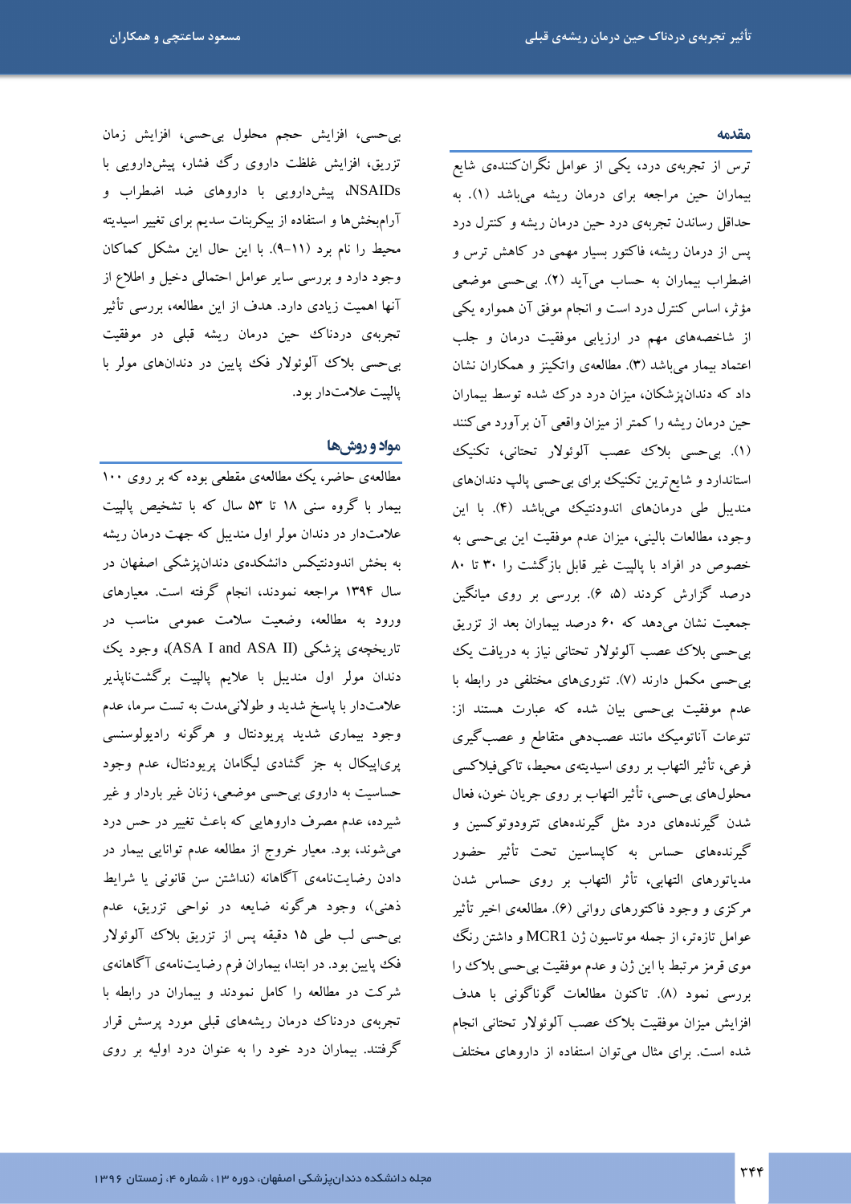## مقدمه

ترس از تجربه‌ی درد، یکی از عوامل نگران‌کننده‌ی شایع بیماران حین مراجعه برای درمان ریشه می‌باشد (۱). به حداقل رساندن تجربه‌ی درد حین درمان ریشه و کنترل درد پس از درمان ریشه، فاکتور بسیار مهمی در کاهش ترس و اضطراب بیماران به حساب می‌آید (۲). بی‌حسی موضعی مؤثر، اساس کنترل درد است و انجام موفق آن همواره یکی از شاخصه‌های مهم در ارزیابی موفقیت درمان و جلب اعتماد بیمار می‌باشد (۳). مطالعه‌ی واتکینز و همکاران نشان داد که دندان‌پزشکان، میزان درد درک شده توسط بیماران حین درمان ریشه را کمتر از میزان واقعی آن برآورد می‌کنند (۱). بی‌حسی بلاک عصب آلوئولار تحتانی، تکنیک استاندارد و شایع‌ترین تکنیک برای بی‌حسی پالپ دندان‌های مندیبل طی درمان‌های اندودنتیک می‌باشد (۴). با این وجود، مطالعات بالینی، میزان عدم موفقیت این بی‌حسی به خصوص در افراد با پالپیت غیر قابل بازگشت را ۳۰ تا ۸۰ درصد گزارش کردند (۵، ۶). بررسی بر روی میانگین جمعیت نشان می‌دهد که ۶۰ درصد بیماران بعد از تزریق بی‌حسی بلاک عصب آلوئولار تحتانی نیاز به دریافت یک بی‌حسی مکمل دارند (۷). تئوری‌های مختلفی در رابطه با عدم موفقیت بی‌حسی بیان شده که عبارت هستند از: تنوعات آناتومیک مانند عصب‌دهی متقاطع و عصب‌گیری فرعی، تأثیر التهاب بر روی اسیدیته‌ی محیط، تاکی‌فیلاکسی محلول‌های بی‌حسی، تأثیر التهاب بر روی جریان خون، فعال شدن گیرنده‌های درد مثل گیرنده‌های تترودوتوکسین و گیرنده‌های حساس به کاپساسین تحت تأثیر حضور مدیاتورهای التهابی، تأثر التهاب بر روی حساس شدن مرکزی و وجود فاکتورهای روانی (۶). مطالعه‌ی اخیر تأثیر عوامل تازه‌تر، از جمله موتاسیون ژن MCR1 و داشتن رنگ موی قرمز مرتبط با این ژن و عدم موفقیت بی‌حسی بلاک را بررسی نمود (۸). تاکنون مطالعات گوناگونی با هدف افزایش میزان موفقیت بلاک عصب آلوئولار تحتانی انجام شده است. برای مثال می‌توان استفاده از داروهای مختلف بی‌حسی، افزایش حجم محلول بی‌حسی، افزایش زمان تزریق، افزایش غلظت داروی رگ فشار، پیش‌دارویی با NSAIDs، پیش‌دارویی با داروهای ضد اضطراب و آرام‌بخش‌ها و استفاده از بیکربنات سدیم برای تغییر اسیدیته محیط را نام برد (۱۱–۹). با این حال این مشکل کماکان وجود دارد و بررسی سایر عوامل احتمالی دخیل و اطلاع از آنها اهمیت زیادی دارد. هدف از این مطالعه، بررسی تأثیر تجربه‌ی دردناک حین درمان ریشه قبلی در موفقیت بی‌حسی بلاک آلوئولار فک پایین در دندان‌های مولر با پالپیت علامت‌دار بود.

## مواد و روش‌ها

مطالعه‌ی حاضر، یک مطالعه‌ی مقطعی بوده که بر روی ۱۰۰ بیمار با گروه سنی ۱۸ تا ۵۳ سال که با تشخیص پالپیت علامت‌دار در دندان مولر اول مندیبل که جهت درمان ریشه به بخش اندودنتیکس دانشکده‌ی دندان‌پزشکی اصفهان در سال ۱۳۹۴ مراجعه نمودند، انجام گرفته است. معیارهای ورود به مطالعه، وضعیت سلامت عمومی مناسب در تاریخچه‌ی پزشکی (ASA I and ASA II)، وجود یک دندان مولر اول مندیبل با علایم پالپیت برگشت‌ناپذیر علامت‌دار با پاسخ شدید و طولانی‌مدت به تست سرما، عدم وجود بیماری شدید پریودنتال و هرگونه رادیولوسنسی پری‌اپیکال به جز گشادی لیگامان پریودنتال، عدم وجود حساسیت به داروی بی‌حسی موضعی، زنان غیر باردار و غیر شیرده، عدم مصرف داروهایی که باعث تغییر در حس درد می‌شوند، بود. معیار خروج از مطالعه عدم توانایی بیمار در دادن رضایت‌نامه‌ی آگاهانه (نداشتن سن قانونی یا شرایط ذهنی)، وجود هرگونه ضایعه در نواحی تزریق، عدم بی‌حسی لب طی ۱۵ دقیقه پس از تزریق بلاک آلوئولار فک پایین بود. در ابتدا، بیماران فرم رضایت‌نامه‌ی آگاهانه‌ی شرکت در مطالعه را کامل نمودند و بیماران در رابطه با تجربه‌ی دردناک درمان ریشه‌های قبلی مورد پرسش قرار گرفتند. بیماران درد خود را به عنوان درد اولیه بر روی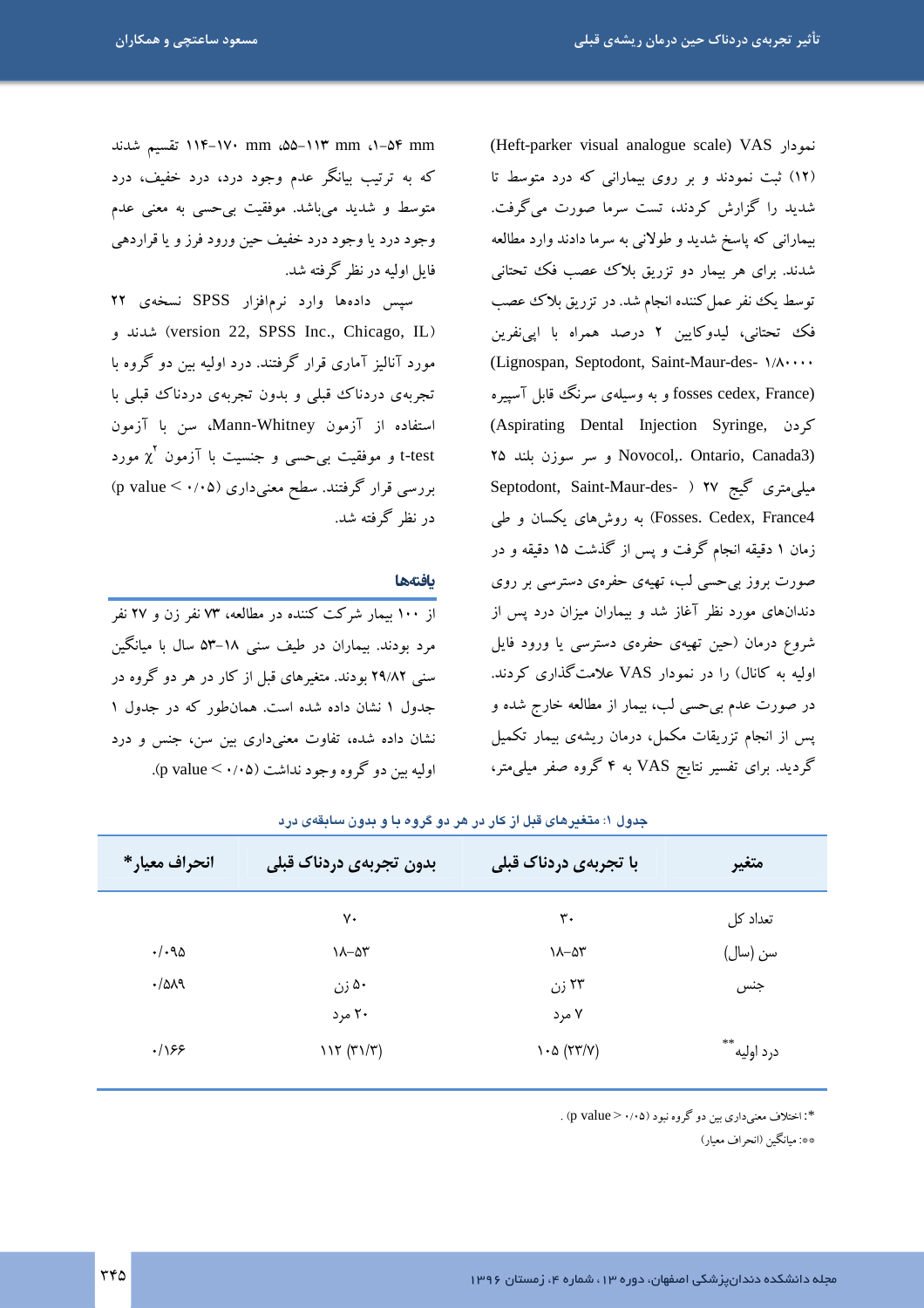نمودار VAS (Heft-parker visual analogue scale) (۱۲) ثبت نمودند و بر روی بیمارانی که درد متوسط تا شدید را گزارش کردند، تست سرما صورت می‌گرفت. بیمارانی که پاسخ شدید و طولانی به سرما دادند وارد مطالعه شدند. برای هر بیمار دو تزریق بلاک عصب فک تحتانی توسط یک نفر عمل‌کننده انجام شد. در تزریق بلاک عصب فک تحتانی، لیدوکایین ۲ درصد همراه با اپی‌نفرین ۱/۸۰۰۰۰ (Lignospan, Septodont, Saint-Maur-des-fosses cedex, France) و به وسیله‌ی سرنگ قابل آسپیره کردن (Aspirating Dental Injection Syringe, Novocol,. Ontario, Canada3) و سر سوزن بلند ۲۵ میلی‌متری گیج ۲۷ (Septodont, Saint-Maur-des-Fosses. Cedex, France4) به روش‌های یکسان و طی زمان ۱ دقیقه انجام گرفت و پس از گذشت ۱۵ دقیقه و در صورت بروز بی‌حسی لب، تهیه‌ی حفره‌ی دسترسی بر روی دندان‌های مورد نظر آغاز شد و بیماران میزان درد پس از شروع درمان (حین تهیه‌ی حفره‌ی دسترسی یا ورود فایل اولیه به کانال) را در نمودار VAS علامت‌گذاری کردند. در صورت عدم بی‌حسی لب، بیمار از مطالعه خارج شده و پس از انجام تزریقات مکمل، درمان ریشه‌ی بیمار تکمیل گردید. برای تفسیر نتایج VAS به ۴ گروه صفر میلی‌متر، ۱-۵۴ mm، ۵۵-۱۱۳ mm، ۱۱۴-۱۷۰ mm تقسیم شدند که به ترتیب بیانگر عدم وجود درد، درد خفیف، درد متوسط و شدید می‌باشد. موفقیت بی‌حسی به معنی عدم وجود درد یا وجود درد خفیف حین ورود فرز و یا قراردهی فایل اولیه در نظر گرفته شد.

سپس داده‌ها وارد نرم‌افزار SPSS نسخه‌ی ۲۲ (version 22, SPSS Inc., Chicago, IL) شدند و مورد آنالیز آماری قرار گرفتند. در اولیه بین دو گروه با تجربه‌ی دردناک قبلی و بدون تجربه‌ی دردناک قبلی با استفاده از آزمون Mann-Whitney، سن با آزمون t-test و موفقیت بی‌حسی و جنسیت با آزمون $\chi^2$ مورد بررسی قرار گرفتند. سطح معنی‌داری (p value < ۰/۰۵) در نظر گرفته شد.

## یافته‌ها

از ۱۰۰ بیمار شرکت کننده در مطالعه، ۷۳ نفر زن و ۲۷ نفر مرد بودند. بیماران در طیف سنی ۱۸-۵۳ سال با میانگین سنی ۲۹/۸۲ بودند. متغیرهای قبل از کار در هر دو گروه در جدول ۱ نشان داده شده است. همان‌طور که در جدول ۱ نشان داده شده، تفاوت معنی‌داری بین سن، جنس و درد اولیه بین دو گروه وجود نداشت (p value < ۰/۰۵).

جدول ۱: متغیرهای قبل از کار در هر دو گروه با و بدون سابقه‌ی درد

| متغیر | با تجربه‌ی دردناک قبلی | بدون تجربه‌ی دردناک قبلی | انحراف معیار* |
|---|---|---|---|
| تعداد کل | ۳۰ | ۷۰ | |
| سن (سال) | ۱۸-۵۳ | ۱۸-۵۳ | ۰/۰۹۵ |
| جنس | ۲۳ زن | ۵۰ زن | ۰/۵۸۹ |
| | ۷ مرد | ۲۰ مرد | |
| درد اولیه** | ۱۰۵ (۲۳/۷) | ۱۱۲ (۳۱/۳) | ۰/۱۶۶ |

*: اختلاف معنی‌داری بین دو گروه نبود (p value > ۰/۰۵).

**: میانگین (انحراف معیار)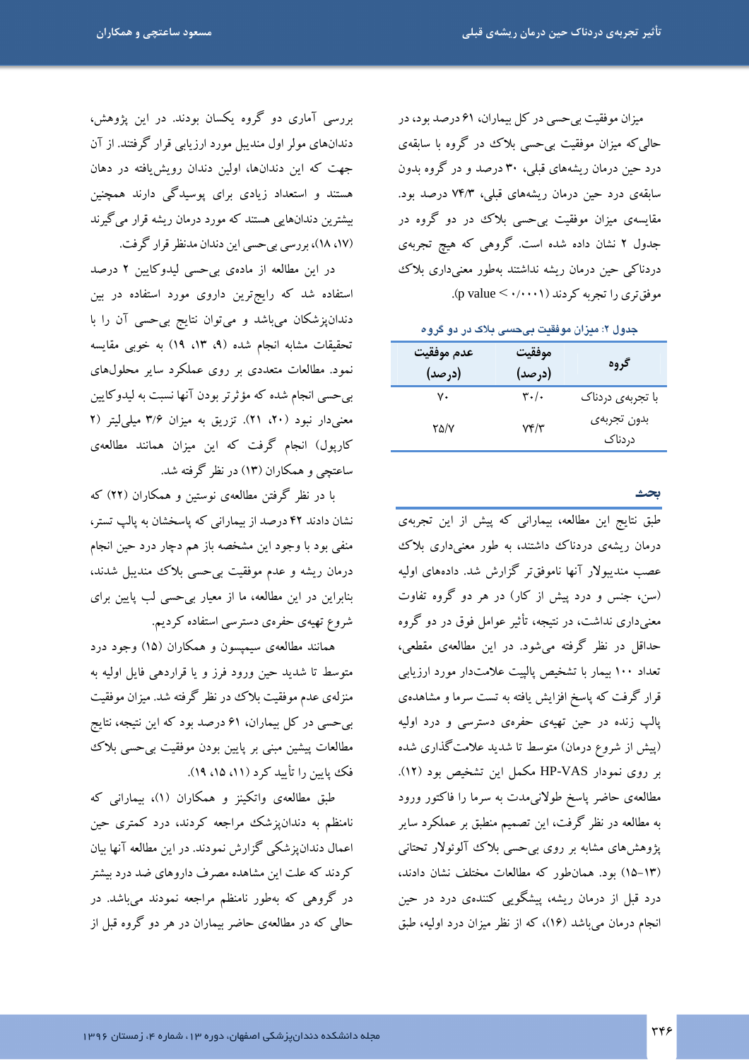میزان موفقیت بی‌حسی در کل بیماران، ۶۱ درصد بود، در حالی که میزان موفقیت بی‌حسی بلاک در گروه با سابقه‌ی درد حین درمان ریشه‌های قبلی، ۳۰ درصد و در گروه بدون سابقه‌ی درد حین درمان ریشه‌های قبلی، ۷۴/۳ درصد بود. مقایسه‌ی میزان موفقیت بی‌حسی بلاک در دو گروه در جدول ۲ نشان داده شده است. گروهی که هیچ تجربه‌ی دردناکی حین درمان ریشه نداشتند به‌طور معنی‌داری بلاک موفق‌تری را تجربه کردند (p value < ۰/۰۰۱).

**جدول ۲: میزان موفقیت بی‌حسی بلاک در دو گروه**

| گروه | موفقیت (درصد) | عدم موفقیت (درصد) |
| --- | --- | --- |
| با تجربه‌ی دردناک | ۳۰/۰ | ۷۰ |
| بدون تجربه‌ی دردناک | ۷۴/۳ | ۲۵/۷ |

## بحث

طبق نتایج این مطالعه، بیمارانی که پیش از این تجربه‌ی درمان ریشه‌ی دردناک داشتند، به طور معنی‌داری بلاک عصب مندیبولار آنها ناموفق‌تر گزارش شد. داده‌های اولیه (سن، جنس و درد پیش از کار) در هر دو گروه تفاوت معنی‌داری نداشت، در نتیجه، تأثیر عوامل فوق در دو گروه حداقل در نظر گرفته می‌شود. در این مطالعه‌ی مقطعی، تعداد ۱۰۰ بیمار با تشخیص پالپیت علامت‌دار مورد ارزیابی قرار گرفت که پاسخ افزایش یافته به تست سرما و مشاهده‌ی پالپ زنده در حین تهیه‌ی حفره‌ی دسترسی و درد اولیه (پیش از شروع درمان) متوسط تا شدید علامت‌گذاری شده بر روی نمودار HP-VAS مکمل این تشخیص بود (۱۲). مطالعه‌ی حاضر پاسخ طولانی‌مدت به سرما را فاکتور ورود به مطالعه در نظر گرفت، این تصمیم منطبق بر عملکرد سایر پژوهش‌های مشابه بر روی بی‌حسی بلاک آلوئولار تحتانی (۱۳–۱۵) بود. همان‌طور که مطالعات مختلف نشان دادند، درد قبل از درمان ریشه، پیشگویی کننده‌ی درد در حین انجام درمان می‌باشد (۱۶)، که از نظر میزان درد اولیه، طبق بررسی آماری دو گروه یکسان بودند. در این پژوهش، دندان‌های مولر اول مندیبل مورد ارزیابی قرار گرفتند. از آن جهت که این دندان‌ها، اولین دندان رویش‌یافته در دهان هستند و استعداد زیادی برای پوسیدگی دارند همچنین بیشترین دندان‌هایی هستند که مورد درمان ریشه قرار می‌گیرند (۱۷، ۱۸)، بررسی بی‌حسی این دندان مدنظر قرار گرفت.

در این مطالعه از ماده‌ی بی‌حسی لیدوکایین ۲ درصد استفاده شد که رایج‌ترین داروی مورد استفاده در بین دندان‌پزشکان می‌باشد و می‌توان نتایج بی‌حسی آن را با تحقیقات مشابه انجام شده (۹، ۱۳، ۱۹) به خوبی مقایسه نمود. مطالعات متعددی بر روی عملکرد سایر محلول‌های بی‌حسی انجام شده که مؤثرتر بودن آنها نسبت به لیدوکایین معنی‌دار نبود (۲۰، ۲۱). تزریق به میزان ۳/۶ میلی‌لیتر (۲ کارپول) انجام گرفت که این میزان همانند مطالعه‌ی ساعتچی و همکاران (۱۳) در نظر گرفته شد.

با در نظر گرفتن مطالعه‌ی نوستین و همکاران (۲۲) که نشان دادند ۴۲ درصد از بیمارانی که پاسخشان به پالپ تستر، منفی بود با وجود این مشخصه باز هم دچار درد حین انجام درمان ریشه و عدم موفقیت بی‌حسی بلاک مندیبل شدند، بنابراین در این مطالعه، ما از معیار بی‌حسی لب پایین برای شروع تهیه‌ی حفره‌ی دسترسی استفاده کردیم.

همانند مطالعه‌ی سیمپسون و همکاران (۱۵) وجود درد متوسط تا شدید حین ورود فرز و یا قراردهی فایل اولیه به منزله‌ی عدم موفقیت بلاک در نظر گرفته شد. میزان موفقیت بی‌حسی در کل بیماران، ۶۱ درصد بود که این نتیجه، نتایج مطالعات پیشین مبنی بر پایین بودن موفقیت بی‌حسی بلاک فک پایین را تأیید کرد (۱۱، ۱۵، ۱۹).

طبق مطالعه‌ی واتکینز و همکاران (۱)، بیمارانی که نامنظم به دندان‌پزشک مراجعه کردند، درد کمتری حین اعمال دندان‌پزشکی گزارش نمودند. در این مطالعه آنها بیان کردند که علت این مشاهده مصرف داروهای ضد درد بیشتر در گروهی که به‌طور نامنظم مراجعه نمودند می‌باشد. در حالی که در مطالعه‌ی حاضر بیماران در هر دو گروه قبل از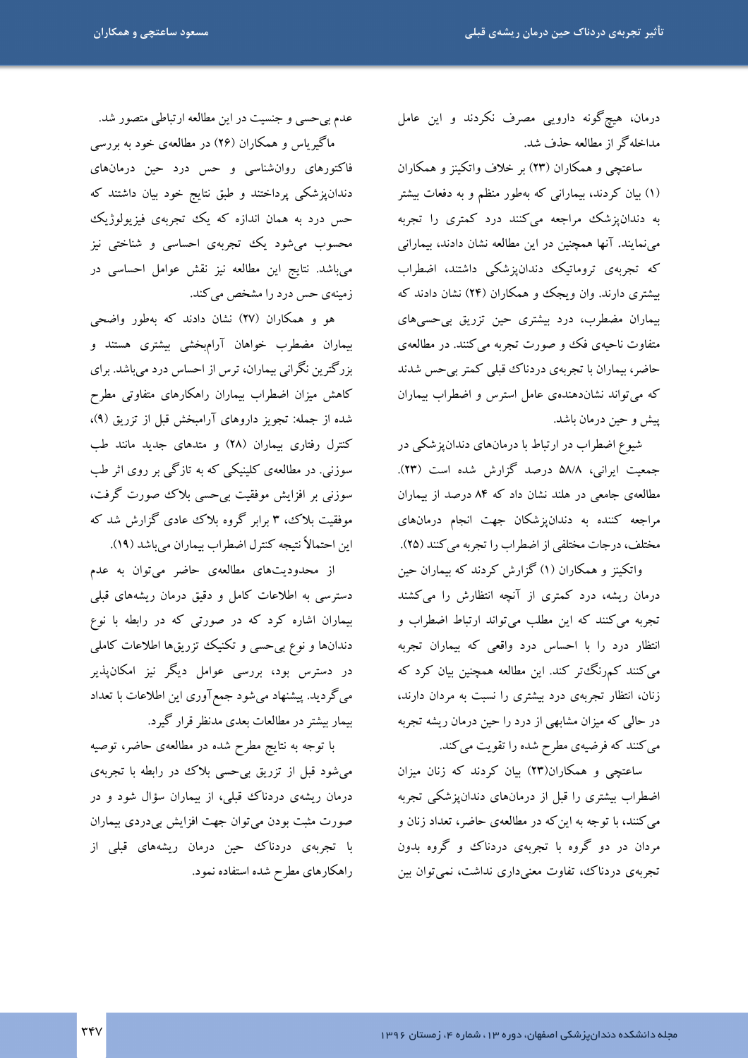درمان، هیچ‌گونه دارویی مصرف نکردند و این عامل مداخله‌گر از مطالعه حذف شد.

ساعتچی و همکاران (۲۳) بر خلاف واتکینز و همکاران (۱) بیان کردند، بیمارانی که به‌طور منظم و به دفعات بیشتر به دندان‌پزشک مراجعه می‌کنند درد کمتری را تجربه می‌نمایند. آنها همچنین در این مطالعه نشان دادند، بیمارانی که تجربه‌ی تروماتیک دندان‌پزشکی داشتند، اضطراب بیشتری دارند. وان ویجک و همکاران (۲۴) نشان دادند که بیماران مضطرب، درد بیشتری حین تزریق بی‌حسی‌های متفاوت ناحیه‌ی فک و صورت تجربه می‌کنند. در مطالعه‌ی حاضر، بیماران با تجربه‌ی دردناک قبلی کمتر بی‌حس شدند که می‌تواند نشان‌دهنده‌ی عامل استرس و اضطراب بیماران پیش و حین درمان باشد.

شیوع اضطراب در ارتباط با درمان‌های دندان‌پزشکی در جمعیت ایرانی، ۵۸/۸ درصد گزارش شده است (۲۳). مطالعه‌ی جامعی در هلند نشان داد که ۸۴ درصد از بیماران مراجعه کننده به دندان‌پزشکان جهت انجام درمان‌های مختلف، درجات مختلفی از اضطراب را تجربه می‌کنند (۲۵).

واتکینز و همکاران (۱) گزارش کردند که بیماران حین درمان ریشه، درد کمتری از آنچه انتظارش را می‌کشند تجربه می‌کنند که این مطلب می‌تواند ارتباط اضطراب و انتظار درد را با احساس درد واقعی که بیماران تجربه می‌کنند کم‌رنگ‌تر کند. این مطالعه همچنین بیان کرد که زنان، انتظار تجربه‌ی درد بیشتری را نسبت به مردان دارند، در حالی که میزان مشابهی از درد را حین درمان ریشه تجربه می‌کنند که فرضیه‌ی مطرح شده را تقویت می‌کند.

ساعتچی و همکاران(۲۳) بیان کردند که زنان میزان اضطراب بیشتری را قبل از درمان‌های دندان‌پزشکی تجربه می‌کنند، با توجه به این‌که در مطالعه‌ی حاضر، تعداد زنان و مردان در دو گروه با تجربه‌ی دردناک و گروه بدون تجربه‌ی دردناک، تفاوت معنی‌داری نداشت، نمی‌توان بین عدم بی‌حسی و جنسیت در این مطالعه ارتباطی متصور شد.

ماگیریاس و همکاران (۲۶) در مطالعه‌ی خود به بررسی فاکتورهای روان‌شناسی و حس درد حین درمان‌های دندان‌پزشکی پرداختند و طبق نتایج خود بیان داشتند که حس درد به همان اندازه که یک تجربه‌ی فیزیولوژیک محسوب می‌شود یک تجربه‌ی احساسی و شناختی نیز می‌باشد. نتایج این مطالعه نیز نقش عوامل احساسی در زمینه‌ی حس درد را مشخص می‌کند.

هو و همکاران (۲۷) نشان دادند که به‌طور واضحی بیماران مضطرب خواهان آرام‌بخشی بیشتری هستند و بزرگترین نگرانی بیماران، ترس از احساس درد می‌باشد. برای کاهش میزان اضطراب بیماران راهکارهای متفاوتی مطرح شده از جمله: تجویز داروهای آرامبخش قبل از تزریق (۹)، کنترل رفتاری بیماران (۲۸) و متدهای جدید مانند طب سوزنی. در مطالعه‌ی کلینیکی که به تازگی بر روی اثر طب سوزنی بر افزایش موفقیت بی‌حسی بلاک صورت گرفت، موفقیت بلاک، ۳ برابر گروه بلاک عادی گزارش شد که این احتمالاً نتیجه کنترل اضطراب بیماران می‌باشد (۱۹).

از محدودیت‌های مطالعه‌ی حاضر می‌توان به عدم دسترسی به اطلاعات کامل و دقیق درمان ریشه‌های قبلی بیماران اشاره کرد که در صورتی که در رابطه با نوع دندان‌ها و نوع بی‌حسی و تکنیک تزریق‌ها اطلاعات کاملی در دسترس بود، بررسی عوامل دیگر نیز امکان‌پذیر می‌گردید. پیشنهاد می‌شود جمع‌آوری این اطلاعات با تعداد بیمار بیشتر در مطالعات بعدی مدنظر قرار گیرد.

با توجه به نتایج مطرح شده در مطالعه‌ی حاضر، توصیه می‌شود قبل از تزریق بی‌حسی بلاک در رابطه با تجربه‌ی درمان ریشه‌ی دردناک قبلی، از بیماران سؤال شود و در صورت مثبت بودن می‌توان جهت افزایش بی‌دردی بیماران با تجربه‌ی دردناک حین درمان ریشه‌های قبلی از راهکارهای مطرح شده استفاده نمود.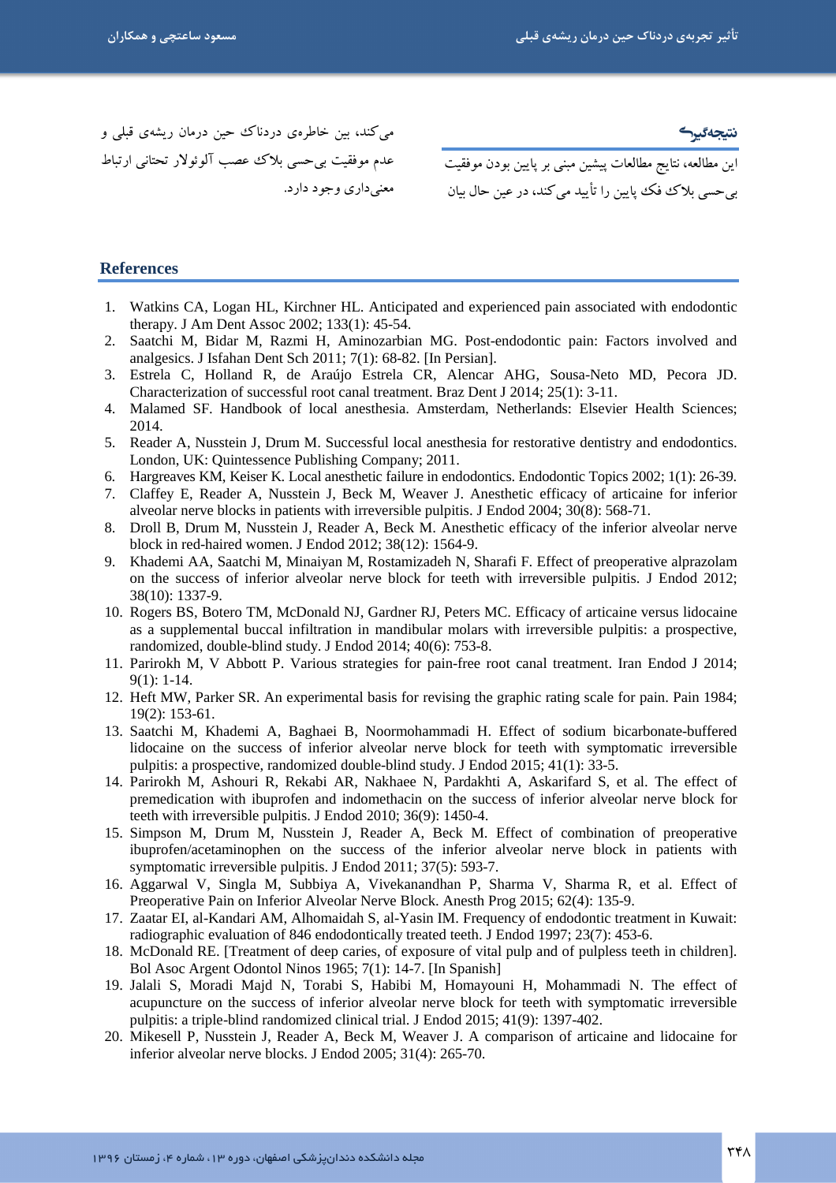## نتیجه‌گیری

این مطالعه، نتایج مطالعات پیشین مبنی بر پایین بودن موفقیت بی‌حسی بلاک فک پایین را تأیید می‌کند، در عین حال بیان می‌کند، بین خاطره‌ی دردناک حین درمان ریشه‌ی قبلی و عدم موفقیت بی‌حسی بلاک عصب آلوئولار تحتانی ارتباط معنی‌داری وجود دارد.

## References

1. Watkins CA, Logan HL, Kirchner HL. Anticipated and experienced pain associated with endodontic therapy. J Am Dent Assoc 2002; 133(1): 45-54.
2. Saatchi M, Bidar M, Razmi H, Aminozarbian MG. Post-endodontic pain: Factors involved and analgesics. J Isfahan Dent Sch 2011; 7(1): 68-82. [In Persian].
3. Estrela C, Holland R, de Araújo Estrela CR, Alencar AHG, Sousa-Neto MD, Pecora JD. Characterization of successful root canal treatment. Braz Dent J 2014; 25(1): 3-11.
4. Malamed SF. Handbook of local anesthesia. Amsterdam, Netherlands: Elsevier Health Sciences; 2014.
5. Reader A, Nusstein J, Drum M. Successful local anesthesia for restorative dentistry and endodontics. London, UK: Quintessence Publishing Company; 2011.
6. Hargreaves KM, Keiser K. Local anesthetic failure in endodontics. Endodontic Topics 2002; 1(1): 26-39.
7. Claffey E, Reader A, Nusstein J, Beck M, Weaver J. Anesthetic efficacy of articaine for inferior alveolar nerve blocks in patients with irreversible pulpitis. J Endod 2004; 30(8): 568-71.
8. Droll B, Drum M, Nusstein J, Reader A, Beck M. Anesthetic efficacy of the inferior alveolar nerve block in red-haired women. J Endod 2012; 38(12): 1564-9.
9. Khademi AA, Saatchi M, Minaiyan M, Rostamizadeh N, Sharafi F. Effect of preoperative alprazolam on the success of inferior alveolar nerve block for teeth with irreversible pulpitis. J Endod 2012; 38(10): 1337-9.
10. Rogers BS, Botero TM, McDonald NJ, Gardner RJ, Peters MC. Efficacy of articaine versus lidocaine as a supplemental buccal infiltration in mandibular molars with irreversible pulpitis: a prospective, randomized, double-blind study. J Endod 2014; 40(6): 753-8.
11. Parirokh M, V Abbott P. Various strategies for pain-free root canal treatment. Iran Endod J 2014; 9(1): 1-14.
12. Heft MW, Parker SR. An experimental basis for revising the graphic rating scale for pain. Pain 1984; 19(2): 153-61.
13. Saatchi M, Khademi A, Baghaei B, Noormohammadi H. Effect of sodium bicarbonate-buffered lidocaine on the success of inferior alveolar nerve block for teeth with symptomatic irreversible pulpitis: a prospective, randomized double-blind study. J Endod 2015; 41(1): 33-5.
14. Parirokh M, Ashouri R, Rekabi AR, Nakhaee N, Pardakhti A, Askarifard S, et al. The effect of premedication with ibuprofen and indomethacin on the success of inferior alveolar nerve block for teeth with irreversible pulpitis. J Endod 2010; 36(9): 1450-4.
15. Simpson M, Drum M, Nusstein J, Reader A, Beck M. Effect of combination of preoperative ibuprofen/acetaminophen on the success of the inferior alveolar nerve block in patients with symptomatic irreversible pulpitis. J Endod 2011; 37(5): 593-7.
16. Aggarwal V, Singla M, Subbiya A, Vivekanandhan P, Sharma V, Sharma R, et al. Effect of Preoperative Pain on Inferior Alveolar Nerve Block. Anesth Prog 2015; 62(4): 135-9.
17. Zaatar EI, al-Kandari AM, Alhomaidah S, al-Yasin IM. Frequency of endodontic treatment in Kuwait: radiographic evaluation of 846 endodontically treated teeth. J Endod 1997; 23(7): 453-6.
18. McDonald RE. [Treatment of deep caries, of exposure of vital pulp and of pulpless teeth in children]. Bol Asoc Argent Odontol Ninos 1965; 7(1): 14-7. [In Spanish]
19. Jalali S, Moradi Majd N, Torabi S, Habibi M, Homayouni H, Mohammadi N. The effect of acupuncture on the success of inferior alveolar nerve block for teeth with symptomatic irreversible pulpitis: a triple-blind randomized clinical trial. J Endod 2015; 41(9): 1397-402.
20. Mikesell P, Nusstein J, Reader A, Beck M, Weaver J. A comparison of articaine and lidocaine for inferior alveolar nerve blocks. J Endod 2005; 31(4): 265-70.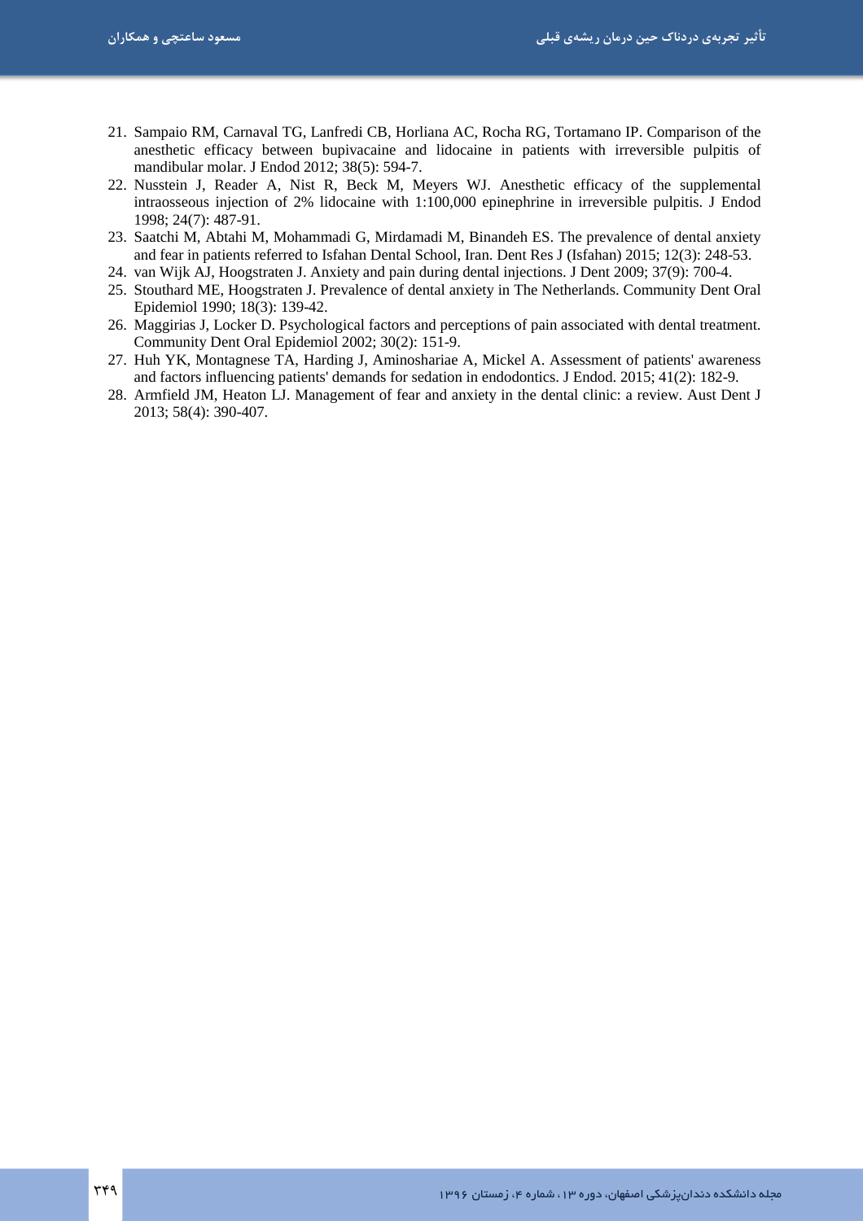21. Sampaio RM, Carnaval TG, Lanfredi CB, Horliana AC, Rocha RG, Tortamano IP. Comparison of the anesthetic efficacy between bupivacaine and lidocaine in patients with irreversible pulpitis of mandibular molar. J Endod 2012; 38(5): 594-7.
22. Nusstein J, Reader A, Nist R, Beck M, Meyers WJ. Anesthetic efficacy of the supplemental intraosseous injection of 2% lidocaine with 1:100,000 epinephrine in irreversible pulpitis. J Endod 1998; 24(7): 487-91.
23. Saatchi M, Abtahi M, Mohammadi G, Mirdamadi M, Binandeh ES. The prevalence of dental anxiety and fear in patients referred to Isfahan Dental School, Iran. Dent Res J (Isfahan) 2015; 12(3): 248-53.
24. van Wijk AJ, Hoogstraten J. Anxiety and pain during dental injections. J Dent 2009; 37(9): 700-4.
25. Stouthard ME, Hoogstraten J. Prevalence of dental anxiety in The Netherlands. Community Dent Oral Epidemiol 1990; 18(3): 139-42.
26. Maggirias J, Locker D. Psychological factors and perceptions of pain associated with dental treatment. Community Dent Oral Epidemiol 2002; 30(2): 151-9.
27. Huh YK, Montagnese TA, Harding J, Aminoshariae A, Mickel A. Assessment of patients' awareness and factors influencing patients' demands for sedation in endodontics. J Endod. 2015; 41(2): 182-9.
28. Armfield JM, Heaton LJ. Management of fear and anxiety in the dental clinic: a review. Aust Dent J 2013; 58(4): 390-407.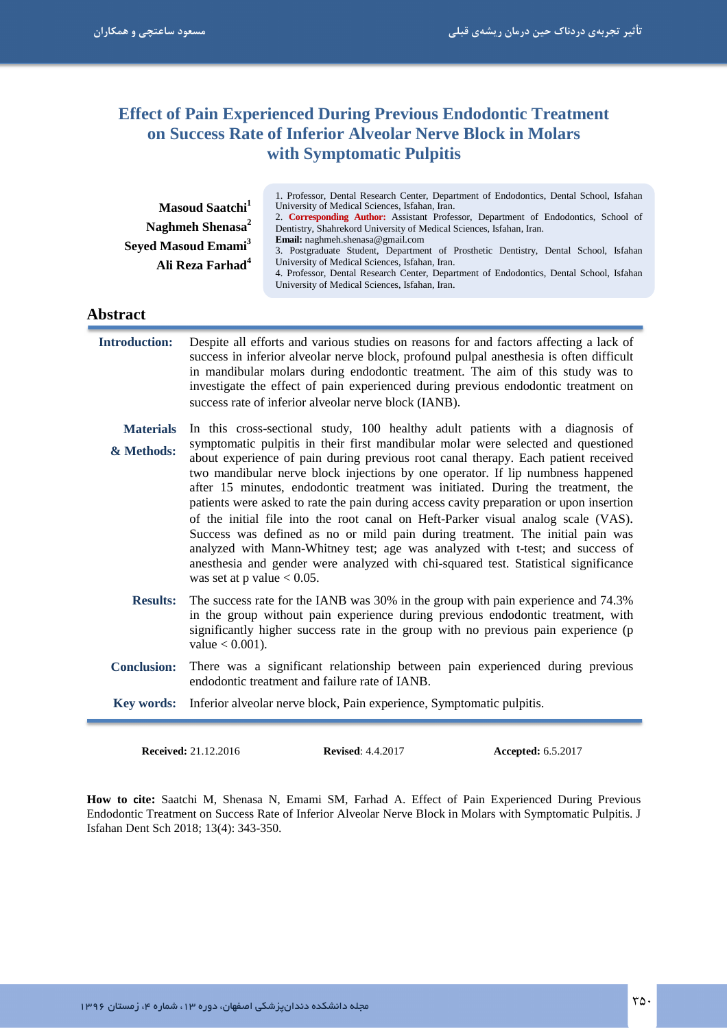# Effect of Pain Experienced During Previous Endodontic Treatment on Success Rate of Inferior Alveolar Nerve Block in Molars with Symptomatic Pulpitis

**Masoud Saatchi**[1]
**Naghmeh Shenasa**[2]
**Seyed Masoud Emami**[3]
**Ali Reza Farhad**[4]

1. Professor, Dental Research Center, Department of Endodontics, Dental School, Isfahan University of Medical Sciences, Isfahan, Iran.
2. **Corresponding Author:** Assistant Professor, Department of Endodontics, School of Dentistry, Shahrekord University of Medical Sciences, Isfahan, Iran.
**Email:** naghmeh.shenasa@gmail.com
3. Postgraduate Student, Department of Prosthetic Dentistry, Dental School, Isfahan University of Medical Sciences, Isfahan, Iran.
4. Professor, Dental Research Center, Department of Endodontics, Dental School, Isfahan University of Medical Sciences, Isfahan, Iran.

## Abstract

**Introduction:** Despite all efforts and various studies on reasons for and factors affecting a lack of success in inferior alveolar nerve block, profound pulpal anesthesia is often difficult in mandibular molars during endodontic treatment. The aim of this study was to investigate the effect of pain experienced during previous endodontic treatment on success rate of inferior alveolar nerve block (IANB).

**Materials & Methods:** In this cross-sectional study, 100 healthy adult patients with a diagnosis of symptomatic pulpitis in their first mandibular molar were selected and questioned about experience of pain during previous root canal therapy. Each patient received two mandibular nerve block injections by one operator. If lip numbness happened after 15 minutes, endodontic treatment was initiated. During the treatment, the patients were asked to rate the pain during access cavity preparation or upon insertion of the initial file into the root canal on Heft-Parker visual analog scale (VAS). Success was defined as no or mild pain during treatment. The initial pain was analyzed with Mann-Whitney test; age was analyzed with t-test; and success of anesthesia and gender were analyzed with chi-squared test. Statistical significance was set at p value $< 0.05$.

**Results:** The success rate for the IANB was 30% in the group with pain experience and 74.3% in the group without pain experience during previous endodontic treatment, with significantly higher success rate in the group with no previous pain experience (p value $< 0.001$).

**Conclusion:** There was a significant relationship between pain experienced during previous endodontic treatment and failure rate of IANB.

**Key words:** Inferior alveolar nerve block, Pain experience, Symptomatic pulpitis.

**Received:** 21.12.2016 **Revised**: 4.4.2017 **Accepted:** 6.5.2017

**How to cite:** Saatchi M, Shenasa N, Emami SM, Farhad A. Effect of Pain Experienced During Previous Endodontic Treatment on Success Rate of Inferior Alveolar Nerve Block in Molars with Symptomatic Pulpitis. J Isfahan Dent Sch 2018; 13(4): 343-350.